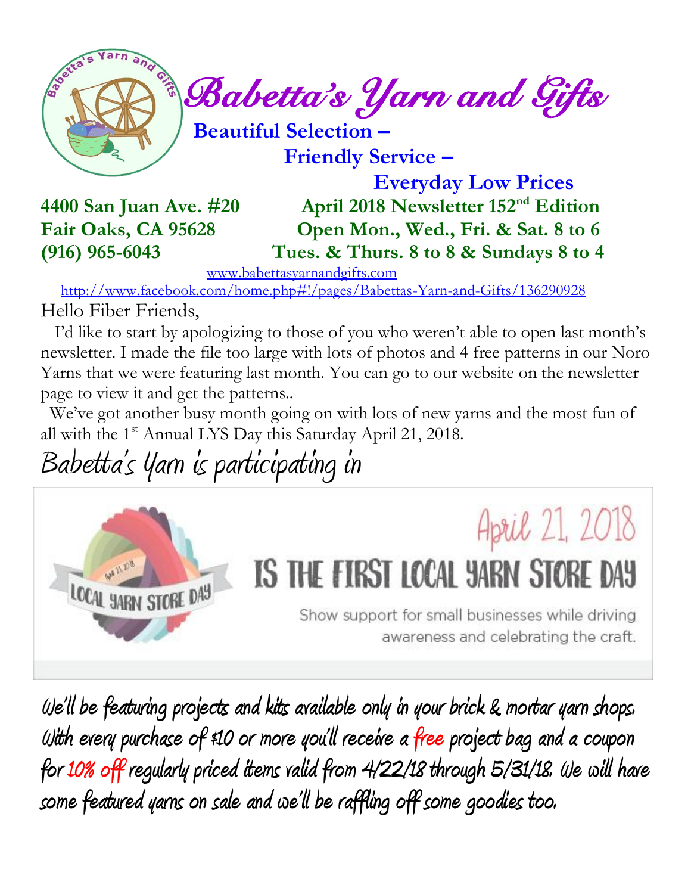# Babetta's Yarn and Gifts

**Beautiful Selection –**

**Friendly Service –**

**Everyday Low Prices**

**4400 San Juan Ave. #20**
**Fair Oaks, CA 95628**
**(916) 965-6043**

**April 2018 Newsletter 152nd Edition**
**Open Mon., Wed., Fri. & Sat. 8 to 6**
**Tues. & Thurs. 8 to 8 & Sundays 8 to 4**

www.babettasyarnandgifts.com

http://www.facebook.com/home.php#!/pages/Babettas-Yarn-and-Gifts/136290928

Hello Fiber Friends,

I'd like to start by apologizing to those of you who weren't able to open last month's newsletter. I made the file too large with lots of photos and 4 free patterns in our Noro Yarns that we were featuring last month. You can go to our website on the newsletter page to view it and get the patterns..

We've got another busy month going on with lots of new yarns and the most fun of all with the 1st Annual LYS Day this Saturday April 21, 2018.

## Babetta's Yarn is participating in

April 21, 2018

**IS THE FIRST LOCAL YARN STORE DAY**

Show support for small businesses while driving awareness and celebrating the craft.

We'll be featuring projects and kits available only in your brick & mortar yarn shops. With every purchase of $10 or more you'll receive a free project bag and a coupon for 10% off regularly priced items valid from 4/22/18 through 5/31/18. We will have some featured yarns on sale and we'll be raffling off some goodies too.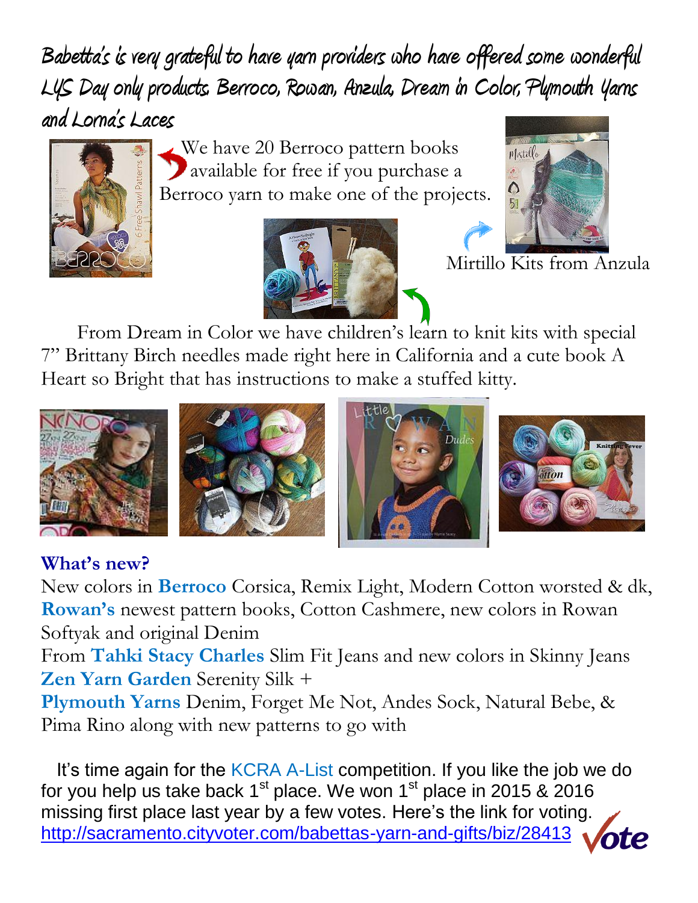Babetta's is very grateful to have yarn providers who have offered some wonderful LYS Day only products. Berroco, Rowan, Anzula, Dream in Color, Plymouth Yarns and Lorna's Laces

We have 20 Berroco pattern books available for free if you purchase a Berroco yarn to make one of the projects.

Mirtillo Kits from Anzula

From Dream in Color we have children's learn to knit kits with special 7" Brittany Birch needles made right here in California and a cute book A Heart so Bright that has instructions to make a stuffed kitty.

## What's new?

New colors in **Berroco** Corsica, Remix Light, Modern Cotton worsted & dk, **Rowan's** newest pattern books, Cotton Cashmere, new colors in Rowan Softyak and original Denim

From **Tahki Stacy Charles** Slim Fit Jeans and new colors in Skinny Jeans

**Zen Yarn Garden** Serenity Silk +

**Plymouth Yarns** Denim, Forget Me Not, Andes Sock, Natural Bebe, & Pima Rino along with new patterns to go with

It's time again for the KCRA A-List competition. If you like the job we do for you help us take back 1st place. We won 1st place in 2015 & 2016 missing first place last year by a few votes. Here's the link for voting. http://sacramento.cityvoter.com/babettas-yarn-and-gifts/biz/28413

Vote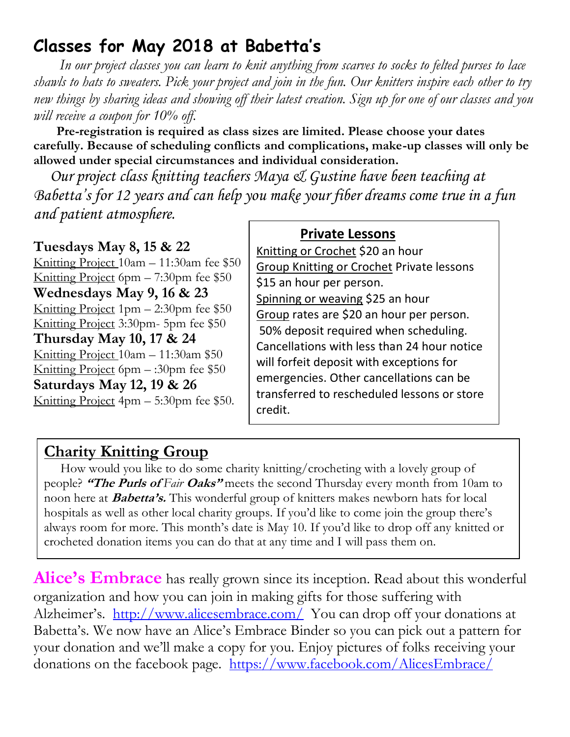## Classes for May 2018 at Babetta's

*In our project classes you can learn to knit anything from scarves to socks to felted purses to lace shawls to hats to sweaters. Pick your project and join in the fun. Our knitters inspire each other to try new things by sharing ideas and showing off their latest creation. Sign up for one of our classes and you will receive a coupon for 10% off.*

**Pre-registration is required as class sizes are limited. Please choose your dates carefully. Because of scheduling conflicts and complications, make-up classes will only be allowed under special circumstances and individual consideration.**

*Our project class knitting teachers Maya & Gustine have been teaching at Babetta's for 12 years and can help you make your fiber dreams come true in a fun and patient atmosphere.*

**Tuesdays May 8, 15 & 22**
Knitting Project 10am – 11:30am fee $50
Knitting Project 6pm – 7:30pm fee $50

**Wednesdays May 9, 16 & 23**
Knitting Project 1pm – 2:30pm fee $50
Knitting Project 3:30pm- 5pm fee $50

**Thursday May 10, 17 & 24**
Knitting Project 10am – 11:30am $50
Knitting Project 6pm – :30pm fee $50

**Saturdays May 12, 19 & 26**
Knitting Project 4pm – 5:30pm fee $50.

### Private Lessons

Knitting or Crochet $20 an hour
Group Knitting or Crochet Private lessons $15 an hour per person.
Spinning or weaving $25 an hour
Group rates are $20 an hour per person.
50% deposit required when scheduling. Cancellations with less than 24 hour notice will forfeit deposit with exceptions for emergencies. Other cancellations can be transferred to rescheduled lessons or store credit.

### Charity Knitting Group

How would you like to do some charity knitting/crocheting with a lovely group of people? ***"The Purls of** Fair **Oaks"*** meets the second Thursday every month from 10am to noon here at ***Babetta's.*** This wonderful group of knitters makes newborn hats for local hospitals as well as other local charity groups. If you'd like to come join the group there's always room for more. This month's date is May 10. If you'd like to drop off any knitted or crocheted donation items you can do that at any time and I will pass them on.

**Alice's Embrace** has really grown since its inception. Read about this wonderful organization and how you can join in making gifts for those suffering with Alzheimer's. http://www.alicesembrace.com/ You can drop off your donations at Babetta's. We now have an Alice's Embrace Binder so you can pick out a pattern for your donation and we'll make a copy for you. Enjoy pictures of folks receiving your donations on the facebook page. https://www.facebook.com/AlicesEmbrace/